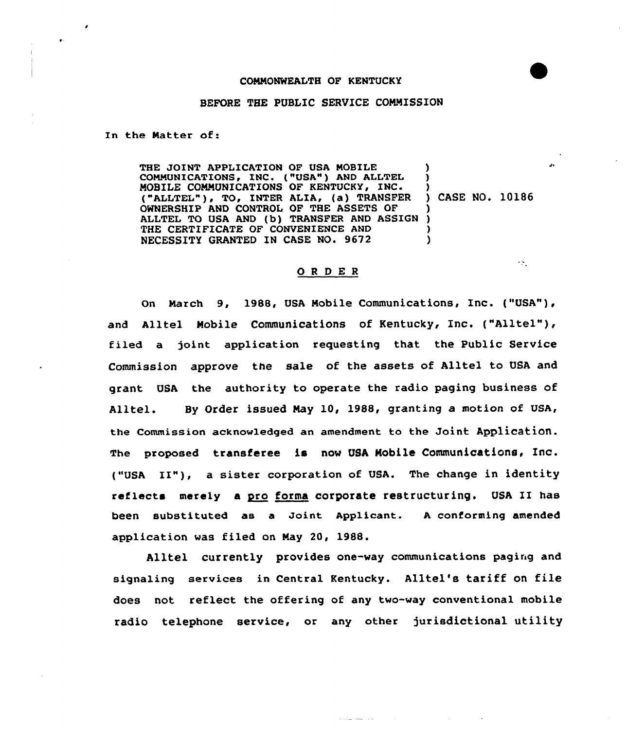COMMONWEALTH OF KENTUCKY

BEFORE THE PUBLIC SERVICE COMMISSION

In the Matter of:

THE JOINT APPLICATION OF USA MOBILE COMMUNICATIONS, INC. ("USA") AND ALLTEL MOBILE COMMUNICATIONS OF KENTUCKY, INC. ("ALLTEL"), TO, INTER ALIA, (a) TRANSFER OWNERSHIP AND CONTROL OF THE ASSETS OF ALLTEL TO USA AND (b) TRANSFER AND ASSIGN THE CERTIFICATE OF CONVENIENCE AND NECESSITY GRANTED IN CASE NO. 9672 ) CASE NO. 10186

## O R D E R

On March 9, 1988, USA Mobile Communications, Inc. ("USA"), and Alltel Mobile Communications of Kentucky, Inc. ("Alltel"), filed a joint application requesting that the Public Service Commission approve the sale of the assets of Alltel to USA and grant USA the authority to operate the radio paging business of Alltel. By Order issued May 10, 1988, granting a motion of USA, the Commission acknowledged an amendment to the Joint Application. The proposed transferee is now USA Mobile Communications, Inc. ("USA II"), a sister corporation of USA. The change in identity reflects merely a pro forma corporate restructuring. USA II has been substituted as a Joint Applicant. A conforming amended application was filed on May 20, 1988.

Alltel currently provides one-way communications paging and signaling services in Central Kentucky. Alltel's tariff on file does not reflect the offering of any two-way conventional mobile radio telephone service, or any other jurisdictional utility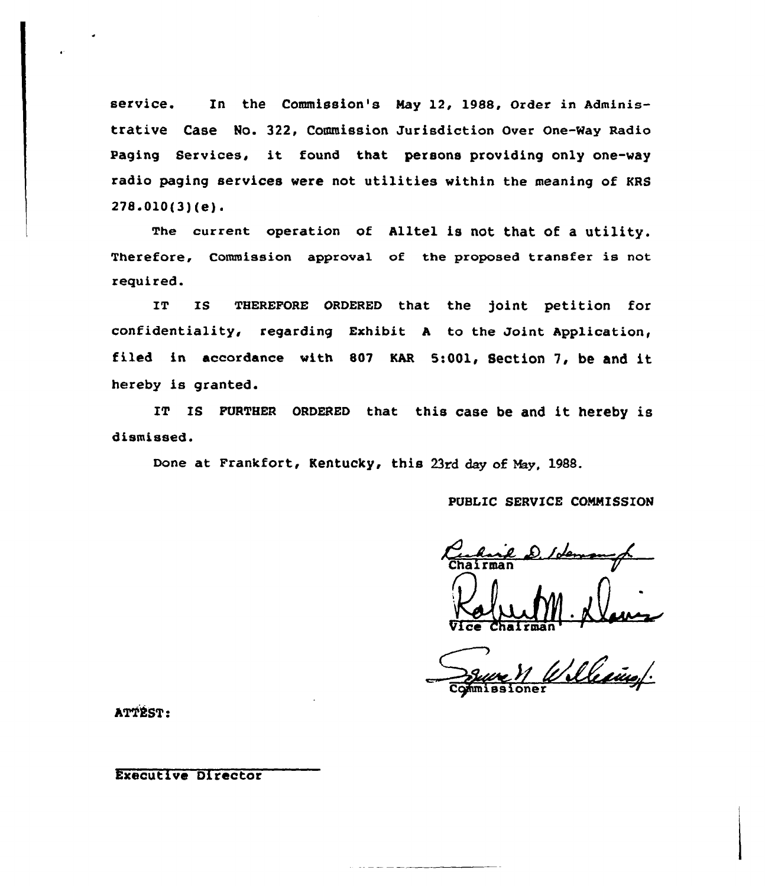service. In the Commission's May 12, 1988, Order in Administrative Case No. 322, Commission Jurisdiction Over One-Way Radio Paging Services, it found that persons providing only one-way radio paging services were not utilities within the meaning of KRS 278.010(3)(e).

The current operation of Alltel is not that of a utility. Therefore, Commission approval of the proposed transfer is not required.

IT IS THEREFORE ORDERED that the joint petition for confidentiality, regarding Exhibit A to the Joint Application, filed in accordance with 807 KAR 5:001, Section 7, be and it hereby is granted.

IT IS FURTHER ORDERED that this case be and it hereby is dismissed.

Done at Frankfort, Kentucky, this 23rd day of May, 1988.

PUBLIC SERVICE COMMISSION

Chairman

Vice Chairman

Commissioner

ATTEST:

Executive Director